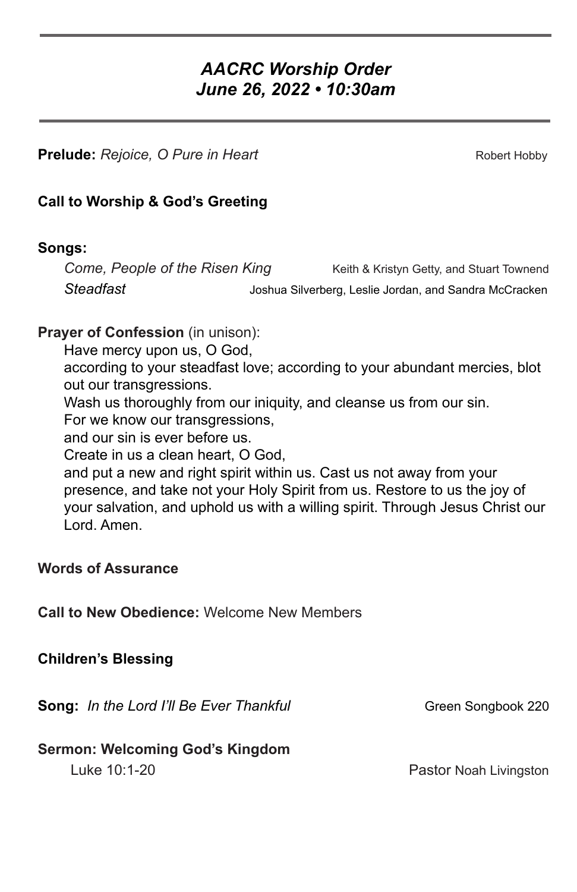# *AACRC Worship Order*
## *June 26, 2022 • 10:30am*

**Prelude:** *Rejoice, O Pure in Heart* — Robert Hobby

**Call to Worship & God's Greeting**

**Songs:**

*Come, People of the Risen King* — Keith & Kristyn Getty, and Stuart Townend

*Steadfast* — Joshua Silverberg, Leslie Jordan, and Sandra McCracken

**Prayer of Confession** (in unison):

Have mercy upon us, O God,
according to your steadfast love; according to your abundant mercies, blot out our transgressions.
Wash us thoroughly from our iniquity, and cleanse us from our sin.
For we know our transgressions,
and our sin is ever before us.
Create in us a clean heart, O God,
and put a new and right spirit within us. Cast us not away from your presence, and take not your Holy Spirit from us. Restore to us the joy of your salvation, and uphold us with a willing spirit. Through Jesus Christ our Lord. Amen.

**Words of Assurance**

**Call to New Obedience:** Welcome New Members

**Children's Blessing**

**Song:** *In the Lord I'll Be Ever Thankful* — Green Songbook 220

**Sermon: Welcoming God's Kingdom**

Luke 10:1-20 — Pastor Noah Livingston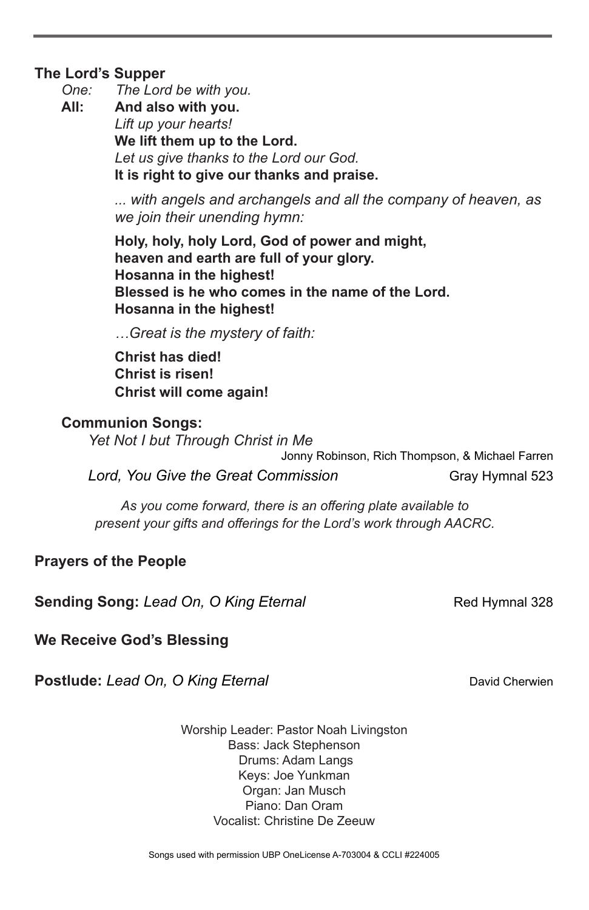**The Lord's Supper**

*One:* *The Lord be with you.*

**All:** **And also with you.**

*Lift up your hearts!*

**We lift them up to the Lord.**

*Let us give thanks to the Lord our God.*

**It is right to give our thanks and praise.**

*... with angels and archangels and all the company of heaven, as we join their unending hymn:*

**Holy, holy, holy Lord, God of power and might,**
**heaven and earth are full of your glory.**
**Hosanna in the highest!**
**Blessed is he who comes in the name of the Lord.**
**Hosanna in the highest!**

*…Great is the mystery of faith:*

**Christ has died!**
**Christ is risen!**
**Christ will come again!**

**Communion Songs:**

*Yet Not I but Through Christ in Me* — Jonny Robinson, Rich Thompson, & Michael Farren

*Lord, You Give the Great Commission* — Gray Hymnal 523

*As you come forward, there is an offering plate available to present your gifts and offerings for the Lord's work through AACRC.*

**Prayers of the People**

**Sending Song:** *Lead On, O King Eternal* — Red Hymnal 328

**We Receive God's Blessing**

**Postlude:** *Lead On, O King Eternal* — David Cherwien

Worship Leader: Pastor Noah Livingston
Bass: Jack Stephenson
Drums: Adam Langs
Keys: Joe Yunkman
Organ: Jan Musch
Piano: Dan Oram
Vocalist: Christine De Zeeuw

Songs used with permission UBP OneLicense A-703004 & CCLI #224005